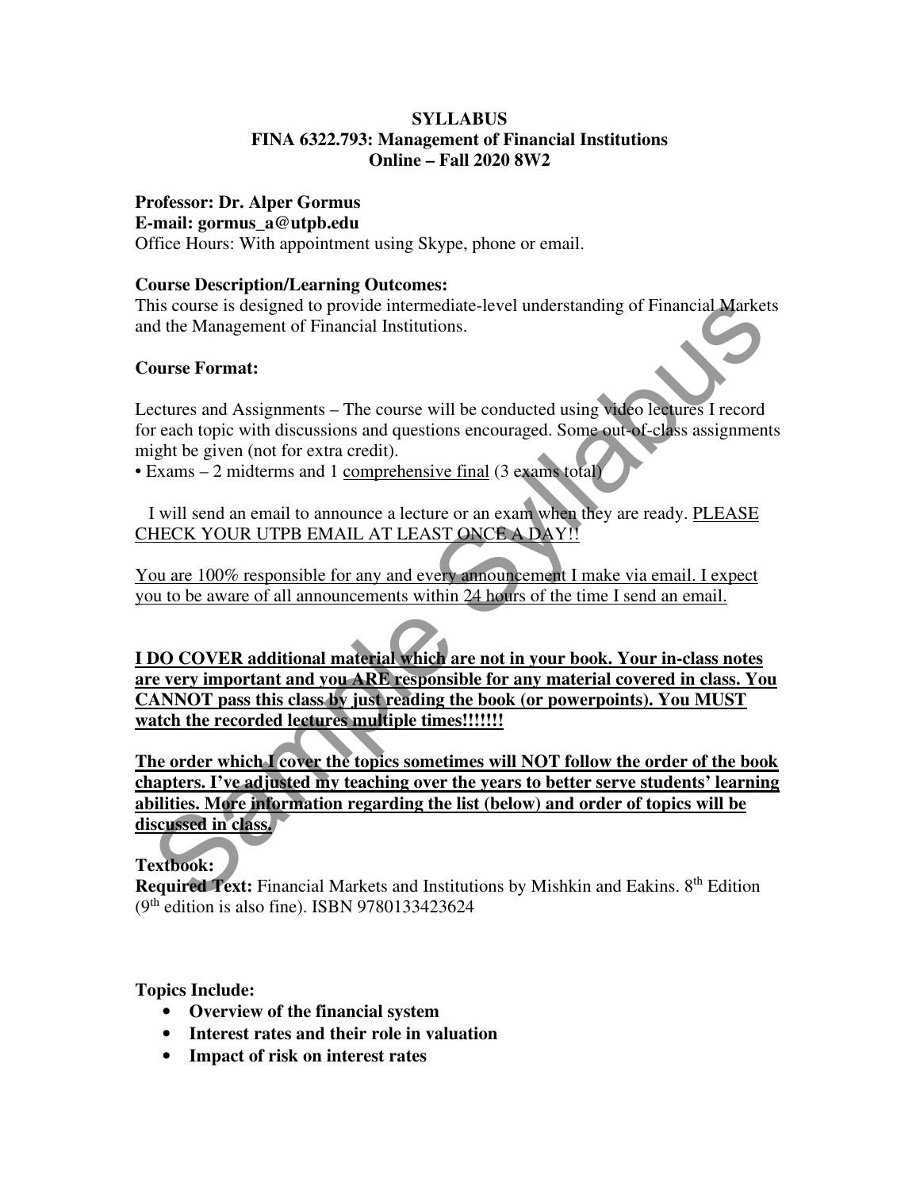**SYLLABUS**
**FINA 6322.793: Management of Financial Institutions**
**Online – Fall 2020 8W2**

**Professor: Dr. Alper Gormus**
**E-mail: gormus_a@utpb.edu**
Office Hours: With appointment using Skype, phone or email.

**Course Description/Learning Outcomes:**
This course is designed to provide intermediate-level understanding of Financial Markets and the Management of Financial Institutions.

**Course Format:**

Lectures and Assignments – The course will be conducted using video lectures I record for each topic with discussions and questions encouraged. Some out-of-class assignments might be given (not for extra credit).

- Exams – 2 midterms and 1 comprehensive final (3 exams total)

I will send an email to announce a lecture or an exam when they are ready. PLEASE CHECK YOUR UTPB EMAIL AT LEAST ONCE A DAY!!

You are 100% responsible for any and every announcement I make via email. I expect you to be aware of all announcements within 24 hours of the time I send an email.

**I DO COVER additional material which are not in your book. Your in-class notes are very important and you ARE responsible for any material covered in class. You CANNOT pass this class by just reading the book (or powerpoints). You MUST watch the recorded lectures multiple times!!!!!!!**

**The order which I cover the topics sometimes will NOT follow the order of the book chapters. I've adjusted my teaching over the years to better serve students' learning abilities. More information regarding the list (below) and order of topics will be discussed in class.**

**Textbook:**
**Required Text:** Financial Markets and Institutions by Mishkin and Eakins. 8th Edition (9th edition is also fine). ISBN 9780133423624

**Topics Include:**

- **Overview of the financial system**
- **Interest rates and their role in valuation**
- **Impact of risk on interest rates**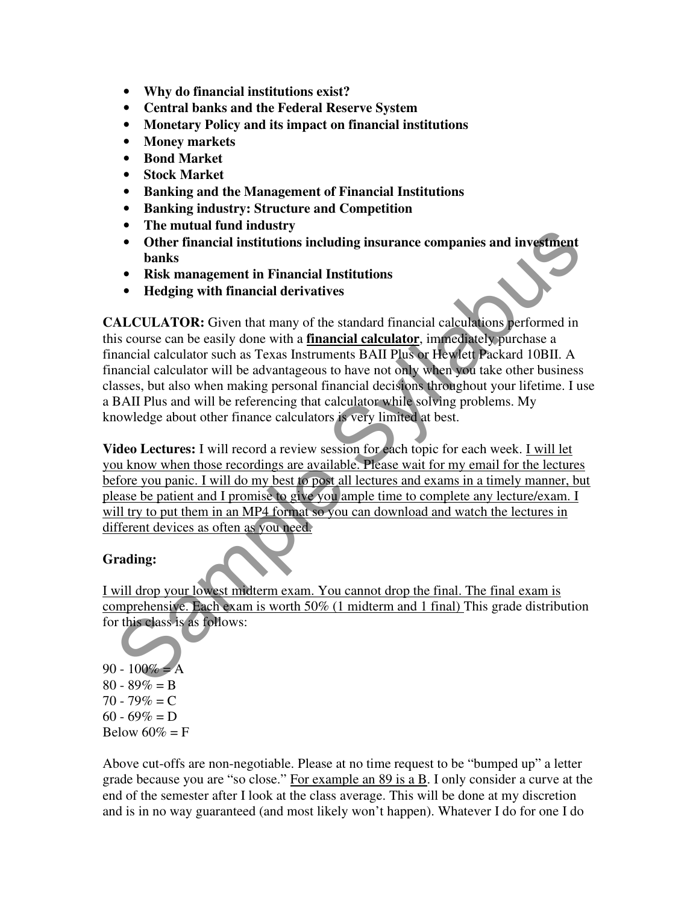- **Why do financial institutions exist?**
- **Central banks and the Federal Reserve System**
- **Monetary Policy and its impact on financial institutions**
- **Money markets**
- **Bond Market**
- **Stock Market**
- **Banking and the Management of Financial Institutions**
- **Banking industry: Structure and Competition**
- **The mutual fund industry**
- **Other financial institutions including insurance companies and investment banks**
- **Risk management in Financial Institutions**
- **Hedging with financial derivatives**

**CALCULATOR:** Given that many of the standard financial calculations performed in this course can be easily done with a **financial calculator**, immediately purchase a financial calculator such as Texas Instruments BAII Plus or Hewlett Packard 10BII. A financial calculator will be advantageous to have not only when you take other business classes, but also when making personal financial decisions throughout your lifetime. I use a BAII Plus and will be referencing that calculator while solving problems. My knowledge about other finance calculators is very limited at best.

**Video Lectures:** I will record a review session for each topic for each week. I will let you know when those recordings are available. Please wait for my email for the lectures before you panic. I will do my best to post all lectures and exams in a timely manner, but please be patient and I promise to give you ample time to complete any lecture/exam. I will try to put them in an MP4 format so you can download and watch the lectures in different devices as often as you need.

**Grading:**

I will drop your lowest midterm exam. You cannot drop the final. The final exam is comprehensive. Each exam is worth 50% (1 midterm and 1 final) This grade distribution for this class is as follows:

90 - 100% = A
80 - 89% = B
70 - 79% = C
60 - 69% = D
Below 60% = F

Above cut-offs are non-negotiable. Please at no time request to be "bumped up" a letter grade because you are "so close." For example an 89 is a B. I only consider a curve at the end of the semester after I look at the class average. This will be done at my discretion and is in no way guaranteed (and most likely won't happen). Whatever I do for one I do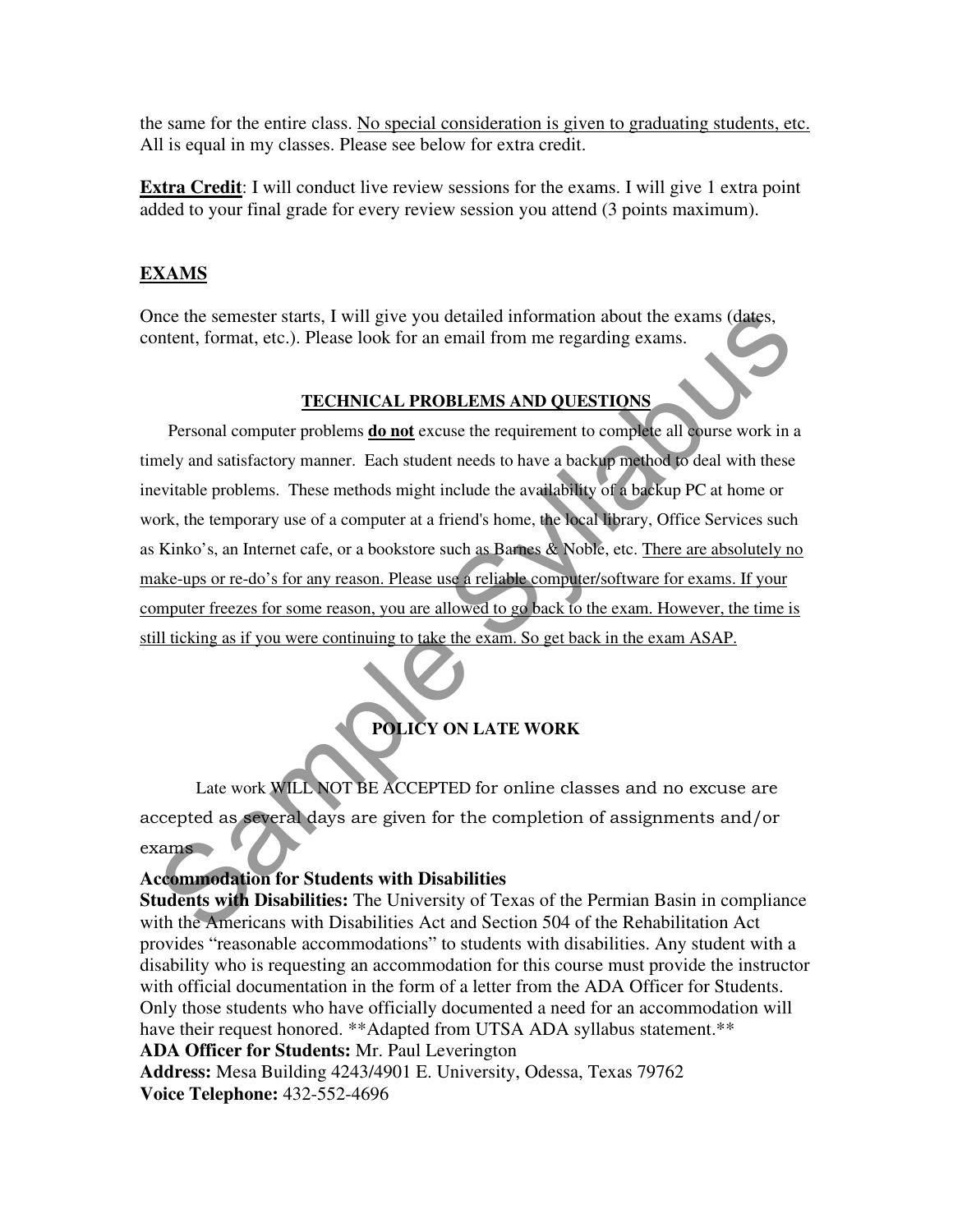the same for the entire class. <u>No special consideration is given to graduating students, etc.</u> All is equal in my classes. Please see below for extra credit.

**<u>Extra Credit</u>**: I will conduct live review sessions for the exams. I will give 1 extra point added to your final grade for every review session you attend (3 points maximum).

## <u>EXAMS</u>

Once the semester starts, I will give you detailed information about the exams (dates, content, format, etc.). Please look for an email from me regarding exams.

### <u>TECHNICAL PROBLEMS AND QUESTIONS</u>

Personal computer problems **<u>do not</u>** excuse the requirement to complete all course work in a timely and satisfactory manner. Each student needs to have a backup method to deal with these inevitable problems. These methods might include the availability of a backup PC at home or work, the temporary use of a computer at a friend's home, the local library, Office Services such as Kinko's, an Internet cafe, or a bookstore such as Barnes & Noble, etc. <u>There are absolutely no make-ups or re-do's for any reason. Please use a reliable computer/software for exams. If your computer freezes for some reason, you are allowed to go back to the exam. However, the time is still ticking as if you were continuing to take the exam. So get back in the exam ASAP.</u>

### POLICY ON LATE WORK

Late work WILL NOT BE ACCEPTED for online classes and no excuse are accepted as several days are given for the completion of assignments and/or exams

**Accommodation for Students with Disabilities**

**Students with Disabilities:** The University of Texas of the Permian Basin in compliance with the Americans with Disabilities Act and Section 504 of the Rehabilitation Act provides "reasonable accommodations" to students with disabilities. Any student with a disability who is requesting an accommodation for this course must provide the instructor with official documentation in the form of a letter from the ADA Officer for Students. Only those students who have officially documented a need for an accommodation will have their request honored. **Adapted from UTSA ADA syllabus statement.**

**ADA Officer for Students:** Mr. Paul Leverington

**Address:** Mesa Building 4243/4901 E. University, Odessa, Texas 79762

**Voice Telephone:** 432-552-4696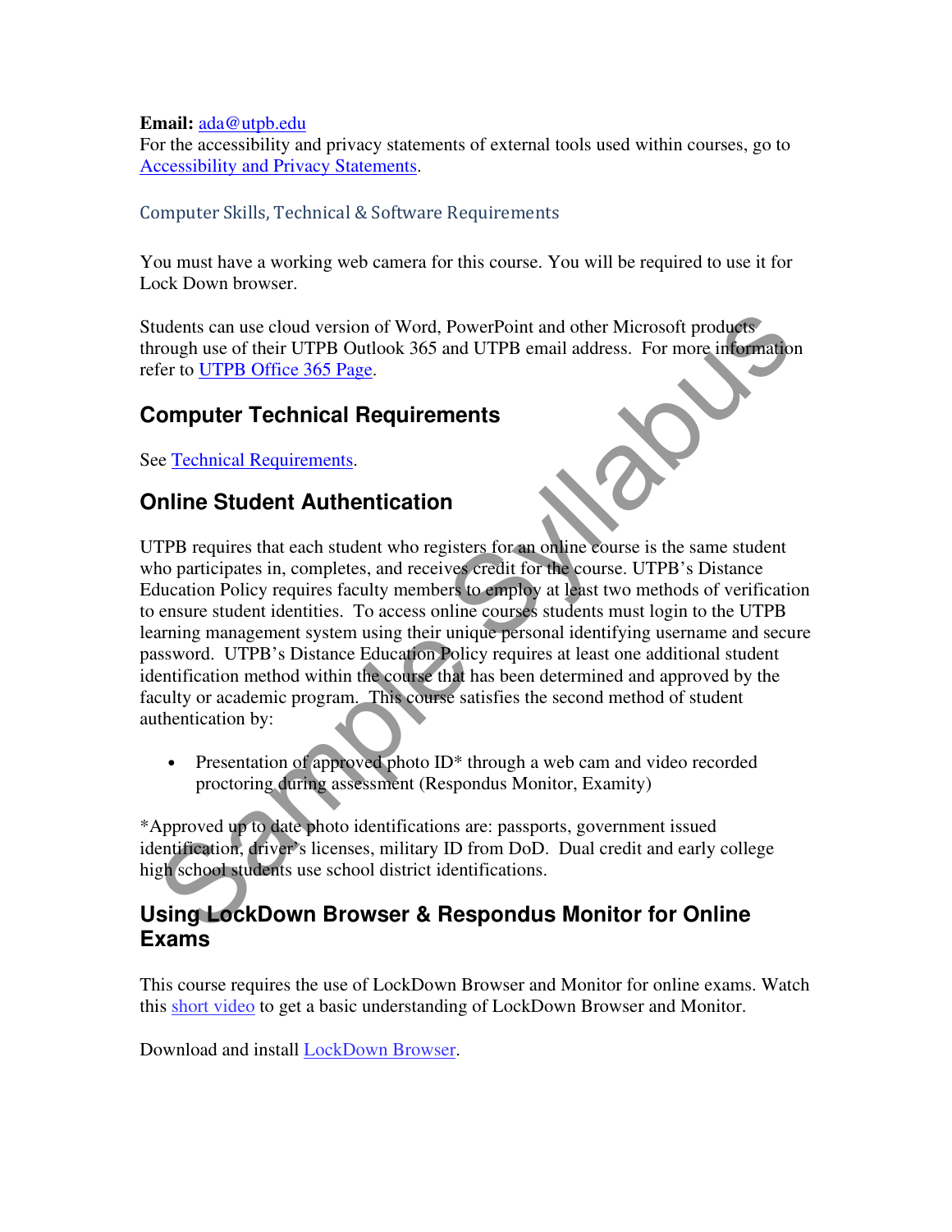**Email:** [ada@utpb.edu](mailto:ada@utpb.edu)
For the accessibility and privacy statements of external tools used within courses, go to [Accessibility and Privacy Statements](#).

### Computer Skills, Technical & Software Requirements

You must have a working web camera for this course. You will be required to use it for Lock Down browser.

Students can use cloud version of Word, PowerPoint and other Microsoft products through use of their UTPB Outlook 365 and UTPB email address. For more information refer to [UTPB Office 365 Page](#).

## Computer Technical Requirements

See [Technical Requirements](#).

## Online Student Authentication

UTPB requires that each student who registers for an online course is the same student who participates in, completes, and receives credit for the course. UTPB's Distance Education Policy requires faculty members to employ at least two methods of verification to ensure student identities. To access online courses students must login to the UTPB learning management system using their unique personal identifying username and secure password. UTPB's Distance Education Policy requires at least one additional student identification method within the course that has been determined and approved by the faculty or academic program. This course satisfies the second method of student authentication by:

- Presentation of approved photo ID* through a web cam and video recorded proctoring during assessment (Respondus Monitor, Examity)

*Approved up to date photo identifications are: passports, government issued identification, driver's licenses, military ID from DoD. Dual credit and early college high school students use school district identifications.

## Using LockDown Browser & Respondus Monitor for Online Exams

This course requires the use of LockDown Browser and Monitor for online exams. Watch this [short video](#) to get a basic understanding of LockDown Browser and Monitor.

Download and install [LockDown Browser](#).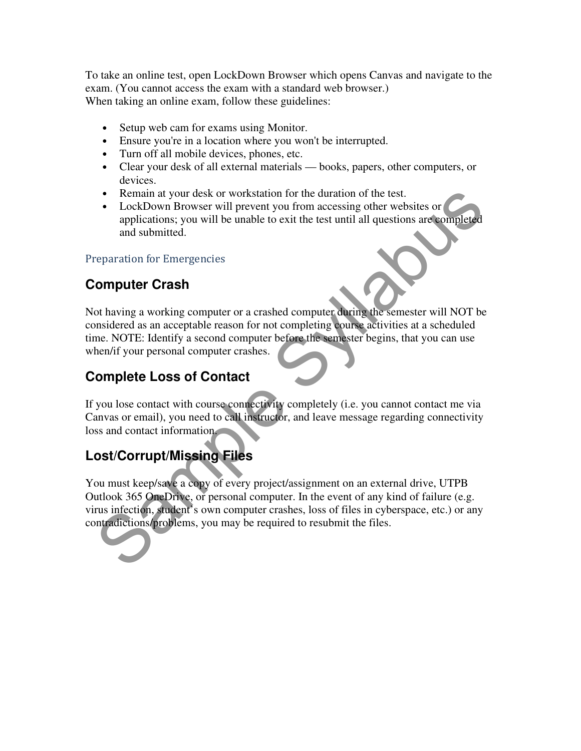To take an online test, open LockDown Browser which opens Canvas and navigate to the exam. (You cannot access the exam with a standard web browser.)
When taking an online exam, follow these guidelines:

- Setup web cam for exams using Monitor.
- Ensure you're in a location where you won't be interrupted.
- Turn off all mobile devices, phones, etc.
- Clear your desk of all external materials — books, papers, other computers, or devices.
- Remain at your desk or workstation for the duration of the test.
- LockDown Browser will prevent you from accessing other websites or applications; you will be unable to exit the test until all questions are completed and submitted.

### Preparation for Emergencies

## Computer Crash

Not having a working computer or a crashed computer during the semester will NOT be considered as an acceptable reason for not completing course activities at a scheduled time. NOTE: Identify a second computer before the semester begins, that you can use when/if your personal computer crashes.

## Complete Loss of Contact

If you lose contact with course connectivity completely (i.e. you cannot contact me via Canvas or email), you need to call instructor, and leave message regarding connectivity loss and contact information.

## Lost/Corrupt/Missing Files

You must keep/save a copy of every project/assignment on an external drive, UTPB Outlook 365 OneDrive, or personal computer. In the event of any kind of failure (e.g. virus infection, student's own computer crashes, loss of files in cyberspace, etc.) or any contradictions/problems, you may be required to resubmit the files.